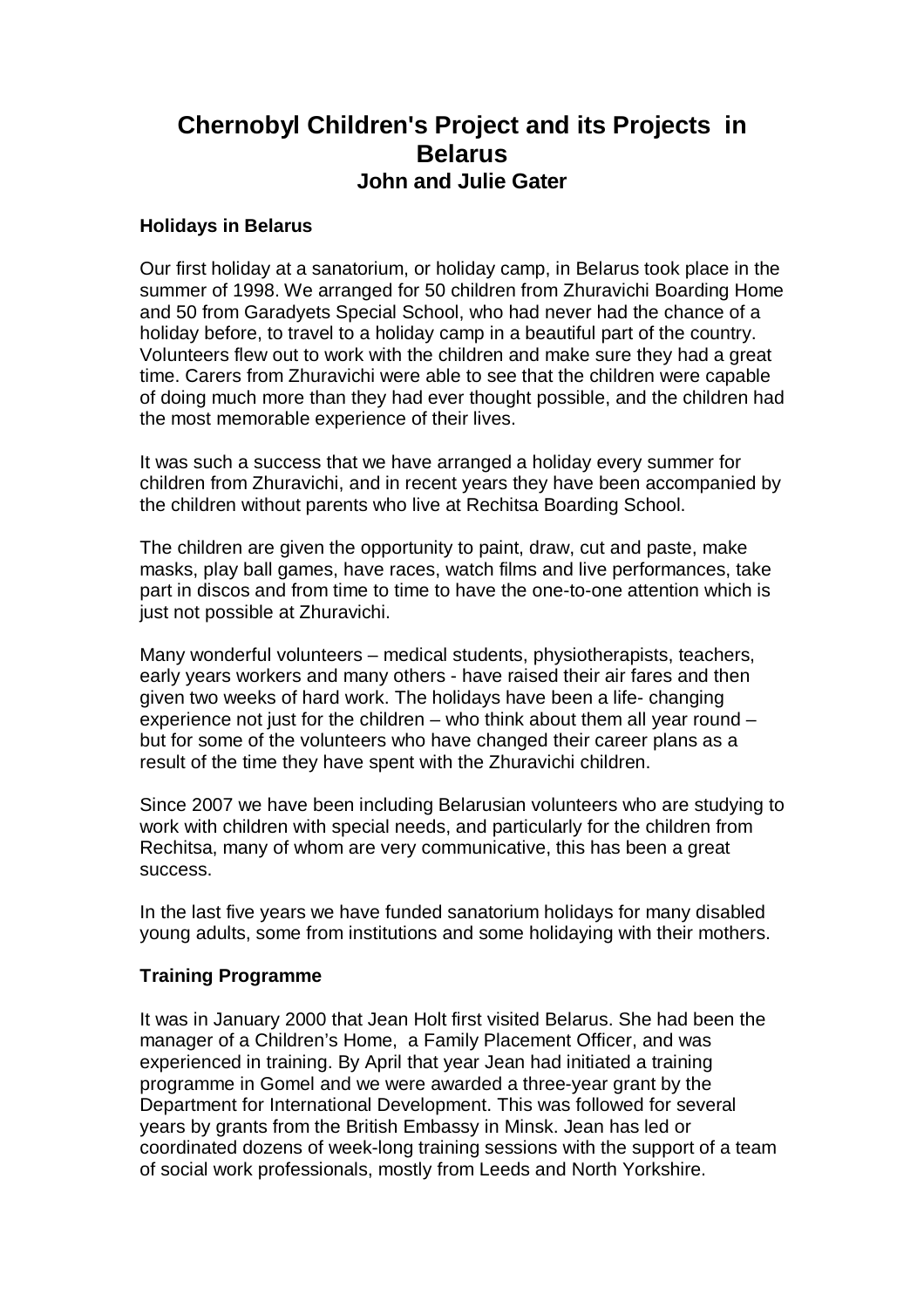# Chernobyl Children's Project and its Projects in Belarus

## John and Julie Gater

### Holidays in Belarus

Our first holiday at a sanatorium, or holiday camp, in Belarus took place in the summer of 1998. We arranged for 50 children from Zhuravichi Boarding Home and 50 from Garadyets Special School, who had never had the chance of a holiday before, to travel to a holiday camp in a beautiful part of the country. Volunteers flew out to work with the children and make sure they had a great time. Carers from Zhuravichi were able to see that the children were capable of doing much more than they had ever thought possible, and the children had the most memorable experience of their lives.

It was such a success that we have arranged a holiday every summer for children from Zhuravichi, and in recent years they have been accompanied by the children without parents who live at Rechitsa Boarding School.

The children are given the opportunity to paint, draw, cut and paste, make masks, play ball games, have races, watch films and live performances, take part in discos and from time to time to have the one-to-one attention which is just not possible at Zhuravichi.

Many wonderful volunteers – medical students, physiotherapists, teachers, early years workers and many others - have raised their air fares and then given two weeks of hard work. The holidays have been a life- changing experience not just for the children – who think about them all year round – but for some of the volunteers who have changed their career plans as a result of the time they have spent with the Zhuravichi children.

Since 2007 we have been including Belarusian volunteers who are studying to work with children with special needs, and particularly for the children from Rechitsa, many of whom are very communicative, this has been a great success.

In the last five years we have funded sanatorium holidays for many disabled young adults, some from institutions and some holidaying with their mothers.

### Training Programme

It was in January 2000 that Jean Holt first visited Belarus. She had been the manager of a Children's Home, a Family Placement Officer, and was experienced in training. By April that year Jean had initiated a training programme in Gomel and we were awarded a three-year grant by the Department for International Development. This was followed for several years by grants from the British Embassy in Minsk. Jean has led or coordinated dozens of week-long training sessions with the support of a team of social work professionals, mostly from Leeds and North Yorkshire.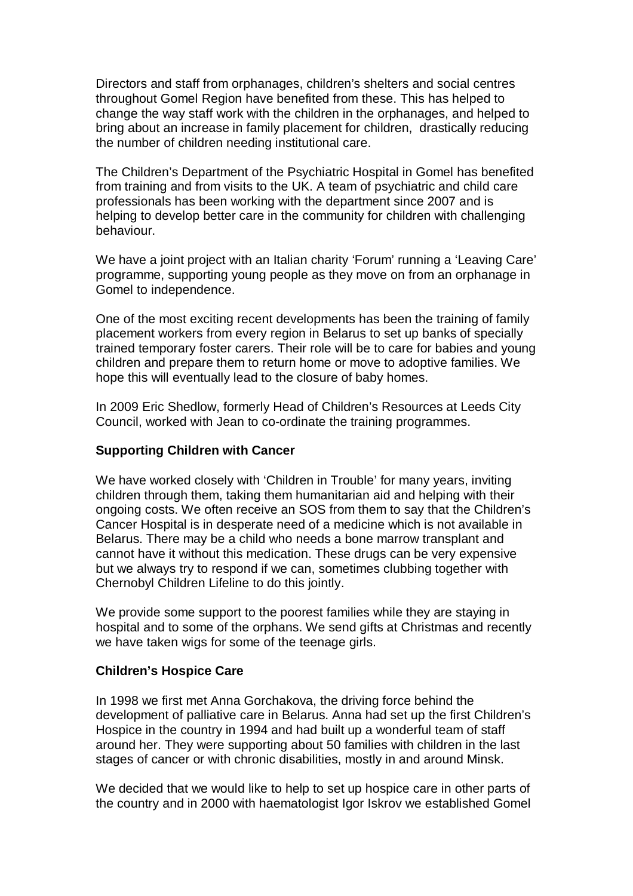Directors and staff from orphanages, children's shelters and social centres throughout Gomel Region have benefited from these. This has helped to change the way staff work with the children in the orphanages, and helped to bring about an increase in family placement for children, drastically reducing the number of children needing institutional care.

The Children's Department of the Psychiatric Hospital in Gomel has benefited from training and from visits to the UK. A team of psychiatric and child care professionals has been working with the department since 2007 and is helping to develop better care in the community for children with challenging behaviour.

We have a joint project with an Italian charity 'Forum' running a 'Leaving Care' programme, supporting young people as they move on from an orphanage in Gomel to independence.

One of the most exciting recent developments has been the training of family placement workers from every region in Belarus to set up banks of specially trained temporary foster carers. Their role will be to care for babies and young children and prepare them to return home or move to adoptive families. We hope this will eventually lead to the closure of baby homes.

In 2009 Eric Shedlow, formerly Head of Children's Resources at Leeds City Council, worked with Jean to co-ordinate the training programmes.

**Supporting Children with Cancer**

We have worked closely with 'Children in Trouble' for many years, inviting children through them, taking them humanitarian aid and helping with their ongoing costs. We often receive an SOS from them to say that the Children's Cancer Hospital is in desperate need of a medicine which is not available in Belarus. There may be a child who needs a bone marrow transplant and cannot have it without this medication. These drugs can be very expensive but we always try to respond if we can, sometimes clubbing together with Chernobyl Children Lifeline to do this jointly.

We provide some support to the poorest families while they are staying in hospital and to some of the orphans. We send gifts at Christmas and recently we have taken wigs for some of the teenage girls.

**Children's Hospice Care**

In 1998 we first met Anna Gorchakova, the driving force behind the development of palliative care in Belarus. Anna had set up the first Children's Hospice in the country in 1994 and had built up a wonderful team of staff around her. They were supporting about 50 families with children in the last stages of cancer or with chronic disabilities, mostly in and around Minsk.

We decided that we would like to help to set up hospice care in other parts of the country and in 2000 with haematologist Igor Iskrov we established Gomel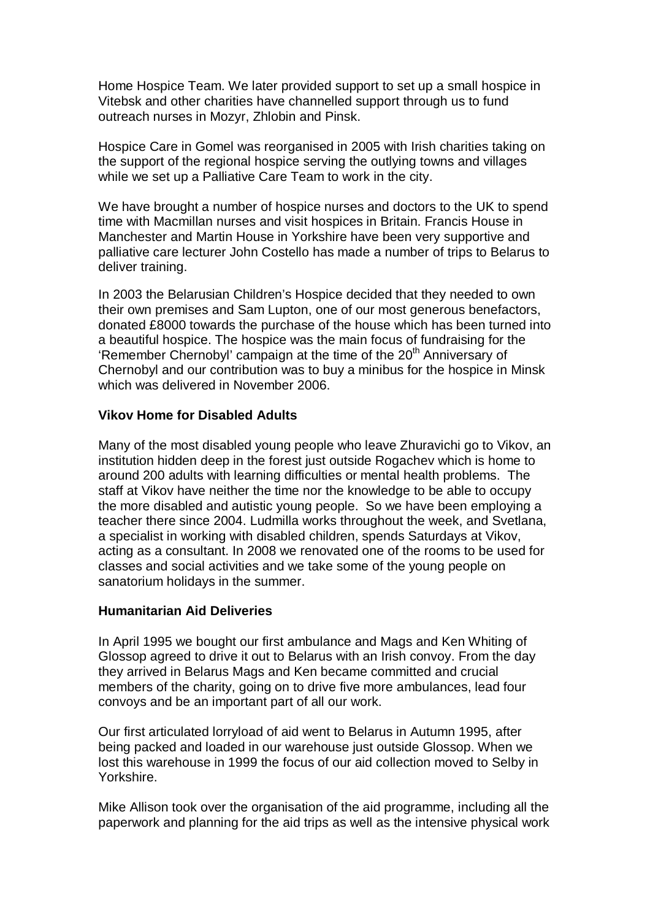Home Hospice Team. We later provided support to set up a small hospice in Vitebsk and other charities have channelled support through us to fund outreach nurses in Mozyr, Zhlobin and Pinsk.

Hospice Care in Gomel was reorganised in 2005 with Irish charities taking on the support of the regional hospice serving the outlying towns and villages while we set up a Palliative Care Team to work in the city.

We have brought a number of hospice nurses and doctors to the UK to spend time with Macmillan nurses and visit hospices in Britain. Francis House in Manchester and Martin House in Yorkshire have been very supportive and palliative care lecturer John Costello has made a number of trips to Belarus to deliver training.

In 2003 the Belarusian Children's Hospice decided that they needed to own their own premises and Sam Lupton, one of our most generous benefactors, donated £8000 towards the purchase of the house which has been turned into a beautiful hospice. The hospice was the main focus of fundraising for the 'Remember Chernobyl' campaign at the time of the 20th Anniversary of Chernobyl and our contribution was to buy a minibus for the hospice in Minsk which was delivered in November 2006.

**Vikov Home for Disabled Adults**

Many of the most disabled young people who leave Zhuravichi go to Vikov, an institution hidden deep in the forest just outside Rogachev which is home to around 200 adults with learning difficulties or mental health problems. The staff at Vikov have neither the time nor the knowledge to be able to occupy the more disabled and autistic young people. So we have been employing a teacher there since 2004. Ludmilla works throughout the week, and Svetlana, a specialist in working with disabled children, spends Saturdays at Vikov, acting as a consultant. In 2008 we renovated one of the rooms to be used for classes and social activities and we take some of the young people on sanatorium holidays in the summer.

**Humanitarian Aid Deliveries**

In April 1995 we bought our first ambulance and Mags and Ken Whiting of Glossop agreed to drive it out to Belarus with an Irish convoy. From the day they arrived in Belarus Mags and Ken became committed and crucial members of the charity, going on to drive five more ambulances, lead four convoys and be an important part of all our work.

Our first articulated lorryload of aid went to Belarus in Autumn 1995, after being packed and loaded in our warehouse just outside Glossop. When we lost this warehouse in 1999 the focus of our aid collection moved to Selby in Yorkshire.

Mike Allison took over the organisation of the aid programme, including all the paperwork and planning for the aid trips as well as the intensive physical work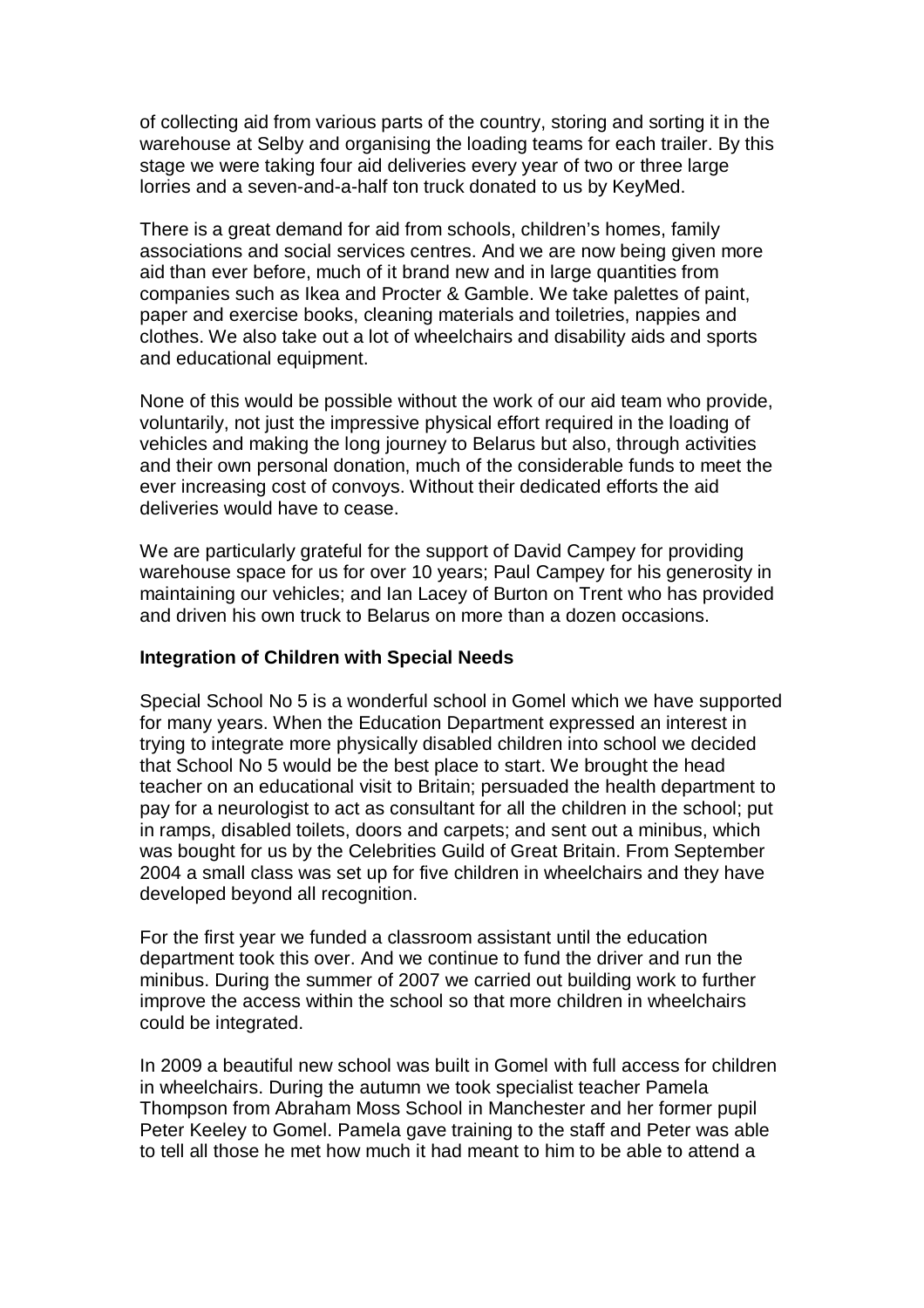of collecting aid from various parts of the country, storing and sorting it in the warehouse at Selby and organising the loading teams for each trailer. By this stage we were taking four aid deliveries every year of two or three large lorries and a seven-and-a-half ton truck donated to us by KeyMed.

There is a great demand for aid from schools, children's homes, family associations and social services centres. And we are now being given more aid than ever before, much of it brand new and in large quantities from companies such as Ikea and Procter & Gamble. We take palettes of paint, paper and exercise books, cleaning materials and toiletries, nappies and clothes. We also take out a lot of wheelchairs and disability aids and sports and educational equipment.

None of this would be possible without the work of our aid team who provide, voluntarily, not just the impressive physical effort required in the loading of vehicles and making the long journey to Belarus but also, through activities and their own personal donation, much of the considerable funds to meet the ever increasing cost of convoys. Without their dedicated efforts the aid deliveries would have to cease.

We are particularly grateful for the support of David Campey for providing warehouse space for us for over 10 years; Paul Campey for his generosity in maintaining our vehicles; and Ian Lacey of Burton on Trent who has provided and driven his own truck to Belarus on more than a dozen occasions.

**Integration of Children with Special Needs**

Special School No 5 is a wonderful school in Gomel which we have supported for many years. When the Education Department expressed an interest in trying to integrate more physically disabled children into school we decided that School No 5 would be the best place to start. We brought the head teacher on an educational visit to Britain; persuaded the health department to pay for a neurologist to act as consultant for all the children in the school; put in ramps, disabled toilets, doors and carpets; and sent out a minibus, which was bought for us by the Celebrities Guild of Great Britain. From September 2004 a small class was set up for five children in wheelchairs and they have developed beyond all recognition.

For the first year we funded a classroom assistant until the education department took this over. And we continue to fund the driver and run the minibus. During the summer of 2007 we carried out building work to further improve the access within the school so that more children in wheelchairs could be integrated.

In 2009 a beautiful new school was built in Gomel with full access for children in wheelchairs. During the autumn we took specialist teacher Pamela Thompson from Abraham Moss School in Manchester and her former pupil Peter Keeley to Gomel. Pamela gave training to the staff and Peter was able to tell all those he met how much it had meant to him to be able to attend a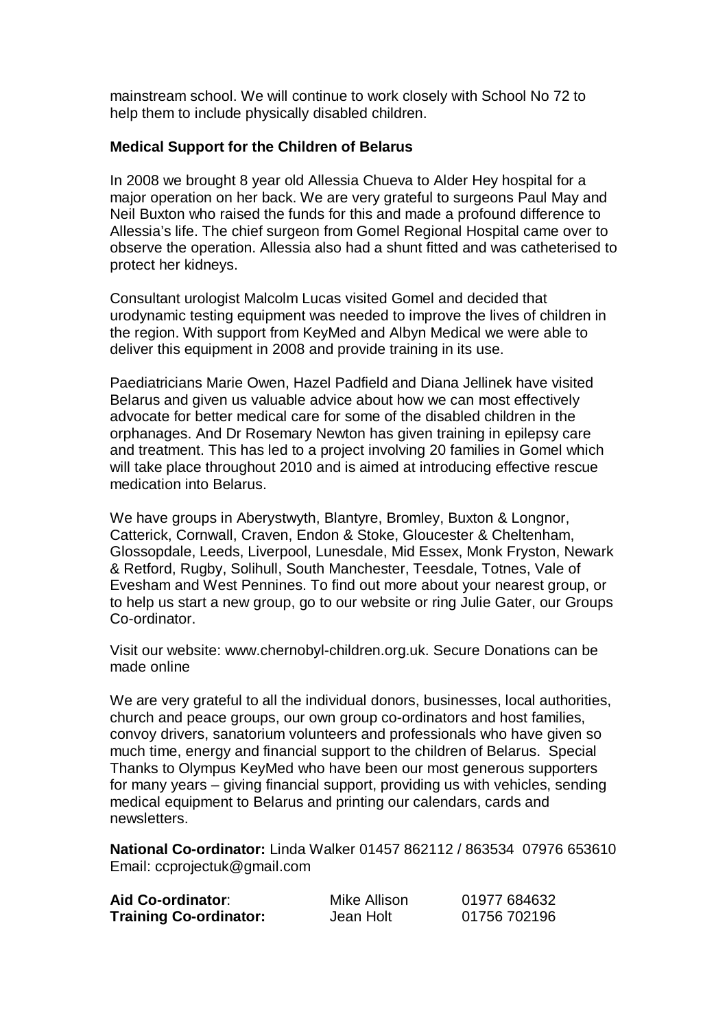mainstream school. We will continue to work closely with School No 72 to help them to include physically disabled children.

**Medical Support for the Children of Belarus**

In 2008 we brought 8 year old Allessia Chueva to Alder Hey hospital for a major operation on her back. We are very grateful to surgeons Paul May and Neil Buxton who raised the funds for this and made a profound difference to Allessia's life. The chief surgeon from Gomel Regional Hospital came over to observe the operation. Allessia also had a shunt fitted and was catheterised to protect her kidneys.

Consultant urologist Malcolm Lucas visited Gomel and decided that urodynamic testing equipment was needed to improve the lives of children in the region. With support from KeyMed and Albyn Medical we were able to deliver this equipment in 2008 and provide training in its use.

Paediatricians Marie Owen, Hazel Padfield and Diana Jellinek have visited Belarus and given us valuable advice about how we can most effectively advocate for better medical care for some of the disabled children in the orphanages. And Dr Rosemary Newton has given training in epilepsy care and treatment. This has led to a project involving 20 families in Gomel which will take place throughout 2010 and is aimed at introducing effective rescue medication into Belarus.

We have groups in Aberystwyth, Blantyre, Bromley, Buxton & Longnor, Catterick, Cornwall, Craven, Endon & Stoke, Gloucester & Cheltenham, Glossopdale, Leeds, Liverpool, Lunesdale, Mid Essex, Monk Fryston, Newark & Retford, Rugby, Solihull, South Manchester, Teesdale, Totnes, Vale of Evesham and West Pennines. To find out more about your nearest group, or to help us start a new group, go to our website or ring Julie Gater, our Groups Co-ordinator.

Visit our website: www.chernobyl-children.org.uk. Secure Donations can be made online

We are very grateful to all the individual donors, businesses, local authorities, church and peace groups, our own group co-ordinators and host families, convoy drivers, sanatorium volunteers and professionals who have given so much time, energy and financial support to the children of Belarus. Special Thanks to Olympus KeyMed who have been our most generous supporters for many years – giving financial support, providing us with vehicles, sending medical equipment to Belarus and printing our calendars, cards and newsletters.

**National Co-ordinator:** Linda Walker 01457 862112 / 863534 07976 653610
Email: ccprojectuk@gmail.com

| | | |
|---|---|---|
| **Aid Co-ordinator**: | Mike Allison | 01977 684632 |
| **Training Co-ordinator:** | Jean Holt | 01756 702196 |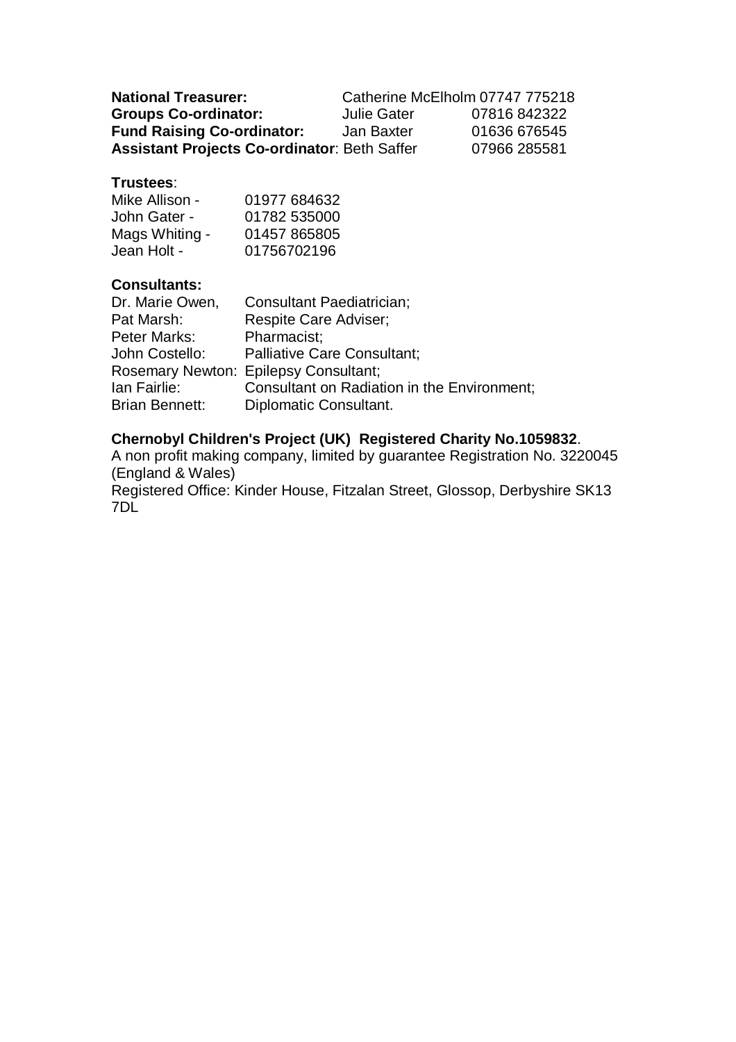**National Treasurer:** Catherine McElholm 07747 775218
**Groups Co-ordinator:** Julie Gater 07816 842322
**Fund Raising Co-ordinator:** Jan Baxter 01636 676545
**Assistant Projects Co-ordinator**: Beth Saffer 07966 285581

**Trustees**:

Mike Allison - 01977 684632
John Gater - 01782 535000
Mags Whiting - 01457 865805
Jean Holt - 01756702196

**Consultants:**

Dr. Marie Owen, Consultant Paediatrician;
Pat Marsh: Respite Care Adviser;
Peter Marks: Pharmacist;
John Costello: Palliative Care Consultant;
Rosemary Newton: Epilepsy Consultant;
Ian Fairlie: Consultant on Radiation in the Environment;
Brian Bennett: Diplomatic Consultant.

**Chernobyl Children's Project (UK) Registered Charity No.1059832**.
A non profit making company, limited by guarantee Registration No. 3220045 (England & Wales)
Registered Office: Kinder House, Fitzalan Street, Glossop, Derbyshire SK13 7DL